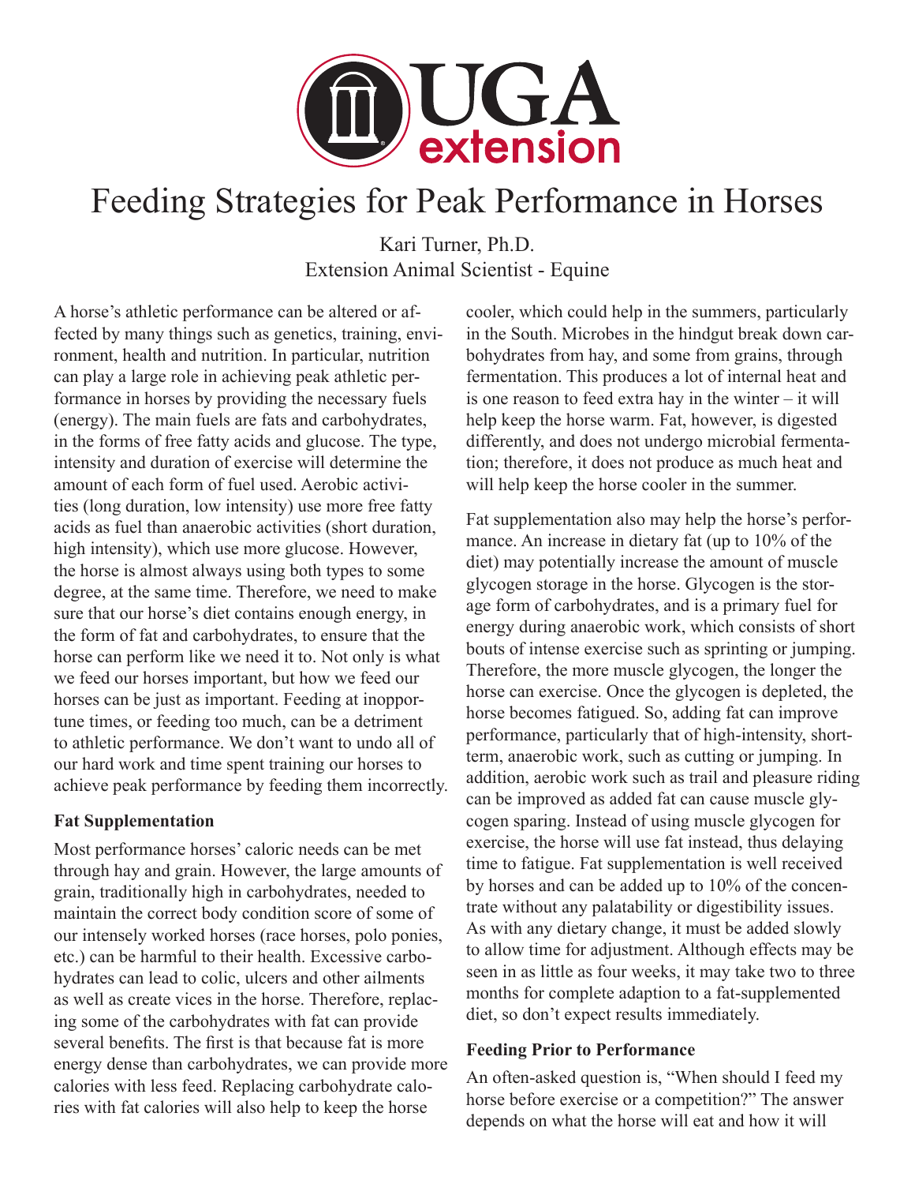# Feeding Strategies for Peak Performance in Horses

Kari Turner, Ph.D.
Extension Animal Scientist - Equine

A horse's athletic performance can be altered or affected by many things such as genetics, training, environment, health and nutrition. In particular, nutrition can play a large role in achieving peak athletic performance in horses by providing the necessary fuels (energy). The main fuels are fats and carbohydrates, in the forms of free fatty acids and glucose. The type, intensity and duration of exercise will determine the amount of each form of fuel used. Aerobic activities (long duration, low intensity) use more free fatty acids as fuel than anaerobic activities (short duration, high intensity), which use more glucose. However, the horse is almost always using both types to some degree, at the same time. Therefore, we need to make sure that our horse's diet contains enough energy, in the form of fat and carbohydrates, to ensure that the horse can perform like we need it to. Not only is what we feed our horses important, but how we feed our horses can be just as important. Feeding at inopportune times, or feeding too much, can be a detriment to athletic performance. We don't want to undo all of our hard work and time spent training our horses to achieve peak performance by feeding them incorrectly.

## Fat Supplementation

Most performance horses' caloric needs can be met through hay and grain. However, the large amounts of grain, traditionally high in carbohydrates, needed to maintain the correct body condition score of some of our intensely worked horses (race horses, polo ponies, etc.) can be harmful to their health. Excessive carbohydrates can lead to colic, ulcers and other ailments as well as create vices in the horse. Therefore, replacing some of the carbohydrates with fat can provide several benefits. The first is that because fat is more energy dense than carbohydrates, we can provide more calories with less feed. Replacing carbohydrate calories with fat calories will also help to keep the horse cooler, which could help in the summers, particularly in the South. Microbes in the hindgut break down carbohydrates from hay, and some from grains, through fermentation. This produces a lot of internal heat and is one reason to feed extra hay in the winter – it will help keep the horse warm. Fat, however, is digested differently, and does not undergo microbial fermentation; therefore, it does not produce as much heat and will help keep the horse cooler in the summer.

Fat supplementation also may help the horse's performance. An increase in dietary fat (up to 10% of the diet) may potentially increase the amount of muscle glycogen storage in the horse. Glycogen is the storage form of carbohydrates, and is a primary fuel for energy during anaerobic work, which consists of short bouts of intense exercise such as sprinting or jumping. Therefore, the more muscle glycogen, the longer the horse can exercise. Once the glycogen is depleted, the horse becomes fatigued. So, adding fat can improve performance, particularly that of high-intensity, short-term, anaerobic work, such as cutting or jumping. In addition, aerobic work such as trail and pleasure riding can be improved as added fat can cause muscle glycogen sparing. Instead of using muscle glycogen for exercise, the horse will use fat instead, thus delaying time to fatigue. Fat supplementation is well received by horses and can be added up to 10% of the concentrate without any palatability or digestibility issues. As with any dietary change, it must be added slowly to allow time for adjustment. Although effects may be seen in as little as four weeks, it may take two to three months for complete adaption to a fat-supplemented diet, so don't expect results immediately.

## Feeding Prior to Performance

An often-asked question is, "When should I feed my horse before exercise or a competition?" The answer depends on what the horse will eat and how it will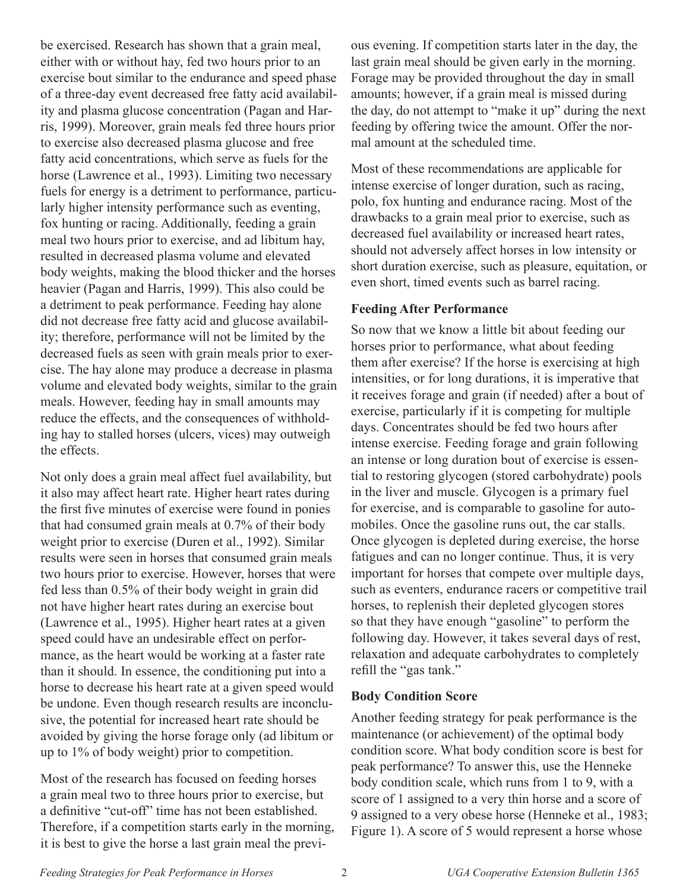be exercised. Research has shown that a grain meal, either with or without hay, fed two hours prior to an exercise bout similar to the endurance and speed phase of a three-day event decreased free fatty acid availability and plasma glucose concentration (Pagan and Harris, 1999). Moreover, grain meals fed three hours prior to exercise also decreased plasma glucose and free fatty acid concentrations, which serve as fuels for the horse (Lawrence et al., 1993). Limiting two necessary fuels for energy is a detriment to performance, particularly higher intensity performance such as eventing, fox hunting or racing. Additionally, feeding a grain meal two hours prior to exercise, and ad libitum hay, resulted in decreased plasma volume and elevated body weights, making the blood thicker and the horses heavier (Pagan and Harris, 1999). This also could be a detriment to peak performance. Feeding hay alone did not decrease free fatty acid and glucose availability; therefore, performance will not be limited by the decreased fuels as seen with grain meals prior to exercise. The hay alone may produce a decrease in plasma volume and elevated body weights, similar to the grain meals. However, feeding hay in small amounts may reduce the effects, and the consequences of withholding hay to stalled horses (ulcers, vices) may outweigh the effects.

Not only does a grain meal affect fuel availability, but it also may affect heart rate. Higher heart rates during the first five minutes of exercise were found in ponies that had consumed grain meals at 0.7% of their body weight prior to exercise (Duren et al., 1992). Similar results were seen in horses that consumed grain meals two hours prior to exercise. However, horses that were fed less than 0.5% of their body weight in grain did not have higher heart rates during an exercise bout (Lawrence et al., 1995). Higher heart rates at a given speed could have an undesirable effect on performance, as the heart would be working at a faster rate than it should. In essence, the conditioning put into a horse to decrease his heart rate at a given speed would be undone. Even though research results are inconclusive, the potential for increased heart rate should be avoided by giving the horse forage only (ad libitum or up to 1% of body weight) prior to competition.

Most of the research has focused on feeding horses a grain meal two to three hours prior to exercise, but a definitive "cut-off" time has not been established. Therefore, if a competition starts early in the morning, it is best to give the horse a last grain meal the previous evening. If competition starts later in the day, the last grain meal should be given early in the morning. Forage may be provided throughout the day in small amounts; however, if a grain meal is missed during the day, do not attempt to "make it up" during the next feeding by offering twice the amount. Offer the normal amount at the scheduled time.

Most of these recommendations are applicable for intense exercise of longer duration, such as racing, polo, fox hunting and endurance racing. Most of the drawbacks to a grain meal prior to exercise, such as decreased fuel availability or increased heart rates, should not adversely affect horses in low intensity or short duration exercise, such as pleasure, equitation, or even short, timed events such as barrel racing.

**Feeding After Performance**

So now that we know a little bit about feeding our horses prior to performance, what about feeding them after exercise? If the horse is exercising at high intensities, or for long durations, it is imperative that it receives forage and grain (if needed) after a bout of exercise, particularly if it is competing for multiple days. Concentrates should be fed two hours after intense exercise. Feeding forage and grain following an intense or long duration bout of exercise is essential to restoring glycogen (stored carbohydrate) pools in the liver and muscle. Glycogen is a primary fuel for exercise, and is comparable to gasoline for automobiles. Once the gasoline runs out, the car stalls. Once glycogen is depleted during exercise, the horse fatigues and can no longer continue. Thus, it is very important for horses that compete over multiple days, such as eventers, endurance racers or competitive trail horses, to replenish their depleted glycogen stores so that they have enough "gasoline" to perform the following day. However, it takes several days of rest, relaxation and adequate carbohydrates to completely refill the "gas tank."

**Body Condition Score**

Another feeding strategy for peak performance is the maintenance (or achievement) of the optimal body condition score. What body condition score is best for peak performance? To answer this, use the Henneke body condition scale, which runs from 1 to 9, with a score of 1 assigned to a very thin horse and a score of 9 assigned to a very obese horse (Henneke et al., 1983; Figure 1). A score of 5 would represent a horse whose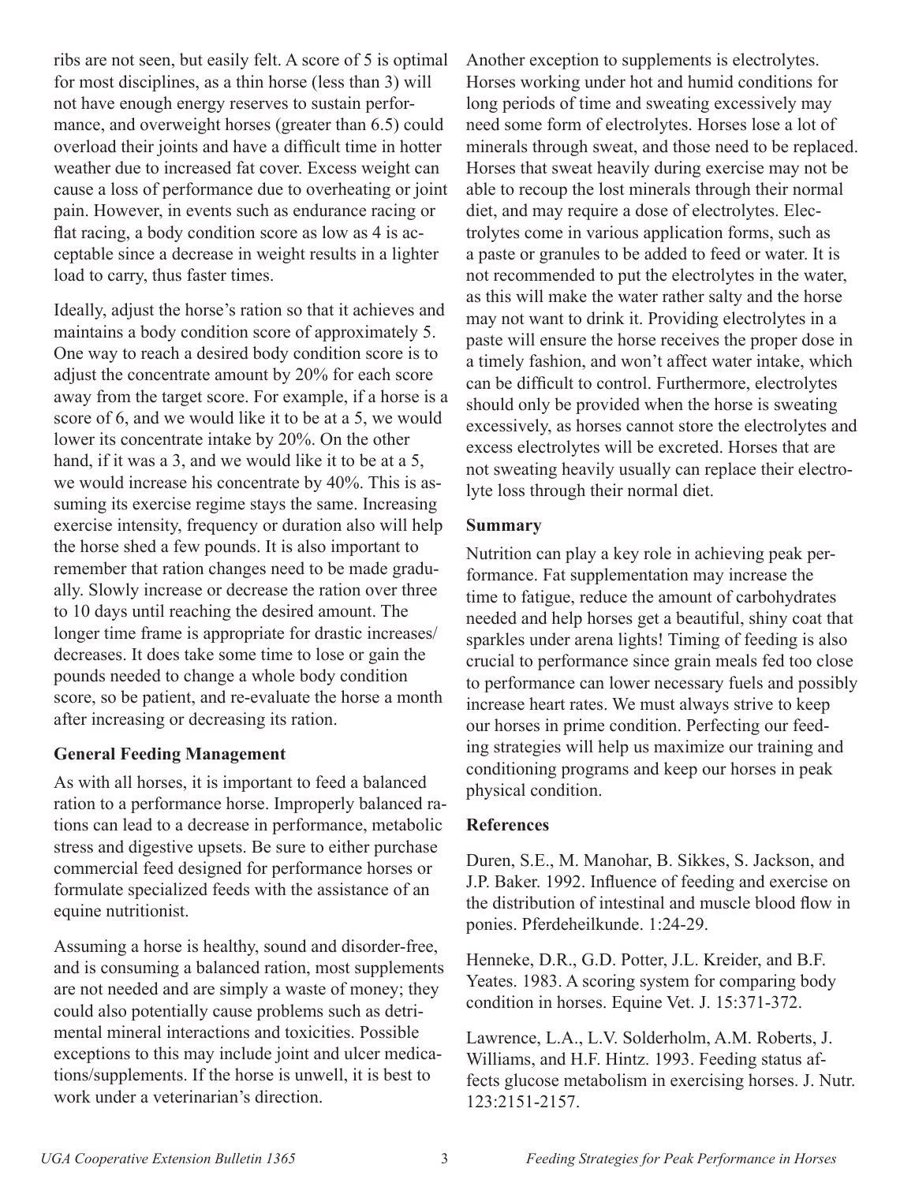ribs are not seen, but easily felt. A score of 5 is optimal for most disciplines, as a thin horse (less than 3) will not have enough energy reserves to sustain performance, and overweight horses (greater than 6.5) could overload their joints and have a difficult time in hotter weather due to increased fat cover. Excess weight can cause a loss of performance due to overheating or joint pain. However, in events such as endurance racing or flat racing, a body condition score as low as 4 is acceptable since a decrease in weight results in a lighter load to carry, thus faster times.

Ideally, adjust the horse's ration so that it achieves and maintains a body condition score of approximately 5. One way to reach a desired body condition score is to adjust the concentrate amount by 20% for each score away from the target score. For example, if a horse is a score of 6, and we would like it to be at a 5, we would lower its concentrate intake by 20%. On the other hand, if it was a 3, and we would like it to be at a 5, we would increase his concentrate by 40%. This is assuming its exercise regime stays the same. Increasing exercise intensity, frequency or duration also will help the horse shed a few pounds. It is also important to remember that ration changes need to be made gradually. Slowly increase or decrease the ration over three to 10 days until reaching the desired amount. The longer time frame is appropriate for drastic increases/decreases. It does take some time to lose or gain the pounds needed to change a whole body condition score, so be patient, and re-evaluate the horse a month after increasing or decreasing its ration.

### General Feeding Management

As with all horses, it is important to feed a balanced ration to a performance horse. Improperly balanced rations can lead to a decrease in performance, metabolic stress and digestive upsets. Be sure to either purchase commercial feed designed for performance horses or formulate specialized feeds with the assistance of an equine nutritionist.

Assuming a horse is healthy, sound and disorder-free, and is consuming a balanced ration, most supplements are not needed and are simply a waste of money; they could also potentially cause problems such as detrimental mineral interactions and toxicities. Possible exceptions to this may include joint and ulcer medications/supplements. If the horse is unwell, it is best to work under a veterinarian's direction.

Another exception to supplements is electrolytes. Horses working under hot and humid conditions for long periods of time and sweating excessively may need some form of electrolytes. Horses lose a lot of minerals through sweat, and those need to be replaced. Horses that sweat heavily during exercise may not be able to recoup the lost minerals through their normal diet, and may require a dose of electrolytes. Electrolytes come in various application forms, such as a paste or granules to be added to feed or water. It is not recommended to put the electrolytes in the water, as this will make the water rather salty and the horse may not want to drink it. Providing electrolytes in a paste will ensure the horse receives the proper dose in a timely fashion, and won't affect water intake, which can be difficult to control. Furthermore, electrolytes should only be provided when the horse is sweating excessively, as horses cannot store the electrolytes and excess electrolytes will be excreted. Horses that are not sweating heavily usually can replace their electrolyte loss through their normal diet.

### Summary

Nutrition can play a key role in achieving peak performance. Fat supplementation may increase the time to fatigue, reduce the amount of carbohydrates needed and help horses get a beautiful, shiny coat that sparkles under arena lights! Timing of feeding is also crucial to performance since grain meals fed too close to performance can lower necessary fuels and possibly increase heart rates. We must always strive to keep our horses in prime condition. Perfecting our feeding strategies will help us maximize our training and conditioning programs and keep our horses in peak physical condition.

### References

Duren, S.E., M. Manohar, B. Sikkes, S. Jackson, and J.P. Baker. 1992. Influence of feeding and exercise on the distribution of intestinal and muscle blood flow in ponies. Pferdeheilkunde. 1:24-29.

Henneke, D.R., G.D. Potter, J.L. Kreider, and B.F. Yeates. 1983. A scoring system for comparing body condition in horses. Equine Vet. J. 15:371-372.

Lawrence, L.A., L.V. Solderholm, A.M. Roberts, J. Williams, and H.F. Hintz. 1993. Feeding status affects glucose metabolism in exercising horses. J. Nutr. 123:2151-2157.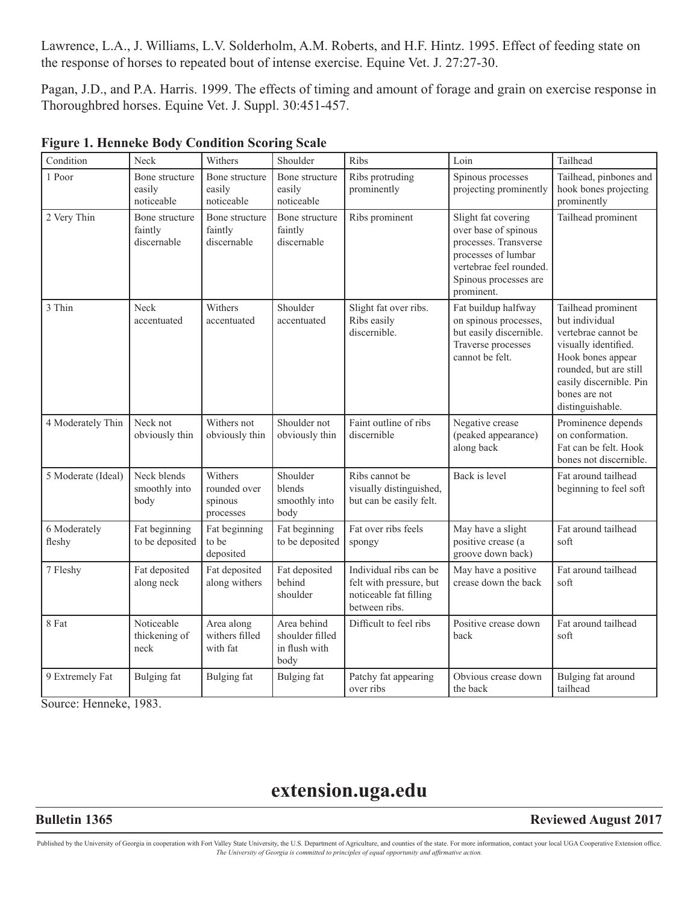Lawrence, L.A., J. Williams, L.V. Solderholm, A.M. Roberts, and H.F. Hintz. 1995. Effect of feeding state on the response of horses to repeated bout of intense exercise. Equine Vet. J. 27:27-30.

Pagan, J.D., and P.A. Harris. 1999. The effects of timing and amount of forage and grain on exercise response in Thoroughbred horses. Equine Vet. J. Suppl. 30:451-457.

**Figure 1. Henneke Body Condition Scoring Scale**

| Condition | Neck | Withers | Shoulder | Ribs | Loin | Tailhead |
|---|---|---|---|---|---|---|
| 1 Poor | Bone structure easily noticeable | Bone structure easily noticeable | Bone structure easily noticeable | Ribs protruding prominently | Spinous processes projecting prominently | Tailhead, pinbones and hook bones projecting prominently |
| 2 Very Thin | Bone structure faintly discernable | Bone structure faintly discernable | Bone structure faintly discernable | Ribs prominent | Slight fat covering over base of spinous processes. Transverse processes of lumbar vertebrae feel rounded. Spinous processes are prominent. | Tailhead prominent |
| 3 Thin | Neck accentuated | Withers accentuated | Shoulder accentuated | Slight fat over ribs. Ribs easily discernible. | Fat buildup halfway on spinous processes, but easily discernible. Traverse processes cannot be felt. | Tailhead prominent but individual vertebrae cannot be visually identified. Hook bones appear rounded, but are still easily discernible. Pin bones are not distinguishable. |
| 4 Moderately Thin | Neck not obviously thin | Withers not obviously thin | Shoulder not obviously thin | Faint outline of ribs discernible | Negative crease (peaked appearance) along back | Prominence depends on conformation. Fat can be felt. Hook bones not discernible. |
| 5 Moderate (Ideal) | Neck blends smoothly into body | Withers rounded over spinous processes | Shoulder blends smoothly into body | Ribs cannot be visually distinguished, but can be easily felt. | Back is level | Fat around tailhead beginning to feel soft |
| 6 Moderately fleshy | Fat beginning to be deposited | Fat beginning to be deposited | Fat beginning to be deposited | Fat over ribs feels spongy | May have a slight positive crease (a groove down back) | Fat around tailhead soft |
| 7 Fleshy | Fat deposited along neck | Fat deposited along withers | Fat deposited behind shoulder | Individual ribs can be felt with pressure, but noticeable fat filling between ribs. | May have a positive crease down the back | Fat around tailhead soft |
| 8 Fat | Noticeable thickening of neck | Area along withers filled with fat | Area behind shoulder filled in flush with body | Difficult to feel ribs | Positive crease down back | Fat around tailhead soft |
| 9 Extremely Fat | Bulging fat | Bulging fat | Bulging fat | Patchy fat appearing over ribs | Obvious crease down the back | Bulging fat around tailhead |

Source: Henneke, 1983.

## extension.uga.edu

**Bulletin 1365** **Reviewed August 2017**

Published by the University of Georgia in cooperation with Fort Valley State University, the U.S. Department of Agriculture, and counties of the state. For more information, contact your local UGA Cooperative Extension office.
*The University of Georgia is committed to principles of equal opportunity and affirmative action.*